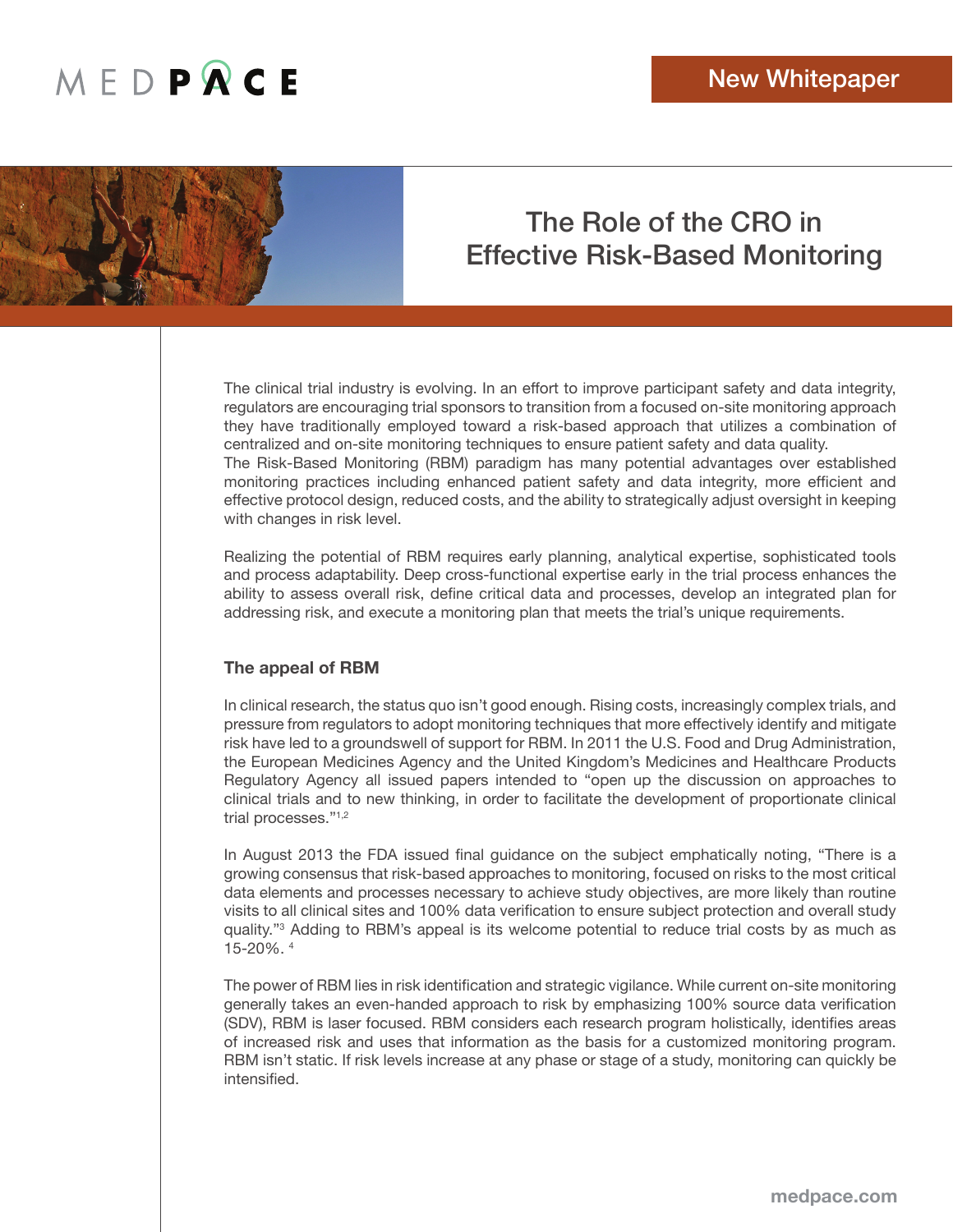New Whitepaper

# The Role of the CRO in Effective Risk-Based Monitoring

The clinical trial industry is evolving. In an effort to improve participant safety and data integrity, regulators are encouraging trial sponsors to transition from a focused on-site monitoring approach they have traditionally employed toward a risk-based approach that utilizes a combination of centralized and on-site monitoring techniques to ensure patient safety and data quality.
The Risk-Based Monitoring (RBM) paradigm has many potential advantages over established monitoring practices including enhanced patient safety and data integrity, more efficient and effective protocol design, reduced costs, and the ability to strategically adjust oversight in keeping with changes in risk level.

Realizing the potential of RBM requires early planning, analytical expertise, sophisticated tools and process adaptability. Deep cross-functional expertise early in the trial process enhances the ability to assess overall risk, define critical data and processes, develop an integrated plan for addressing risk, and execute a monitoring plan that meets the trial's unique requirements.

## The appeal of RBM

In clinical research, the status quo isn't good enough. Rising costs, increasingly complex trials, and pressure from regulators to adopt monitoring techniques that more effectively identify and mitigate risk have led to a groundswell of support for RBM. In 2011 the U.S. Food and Drug Administration, the European Medicines Agency and the United Kingdom's Medicines and Healthcare Products Regulatory Agency all issued papers intended to "open up the discussion on approaches to clinical trials and to new thinking, in order to facilitate the development of proportionate clinical trial processes."[1,2]

In August 2013 the FDA issued final guidance on the subject emphatically noting, "There is a growing consensus that risk-based approaches to monitoring, focused on risks to the most critical data elements and processes necessary to achieve study objectives, are more likely than routine visits to all clinical sites and 100% data verification to ensure subject protection and overall study quality."[3] Adding to RBM's appeal is its welcome potential to reduce trial costs by as much as 15-20%. [4]

The power of RBM lies in risk identification and strategic vigilance. While current on-site monitoring generally takes an even-handed approach to risk by emphasizing 100% source data verification (SDV), RBM is laser focused. RBM considers each research program holistically, identifies areas of increased risk and uses that information as the basis for a customized monitoring program. RBM isn't static. If risk levels increase at any phase or stage of a study, monitoring can quickly be intensified.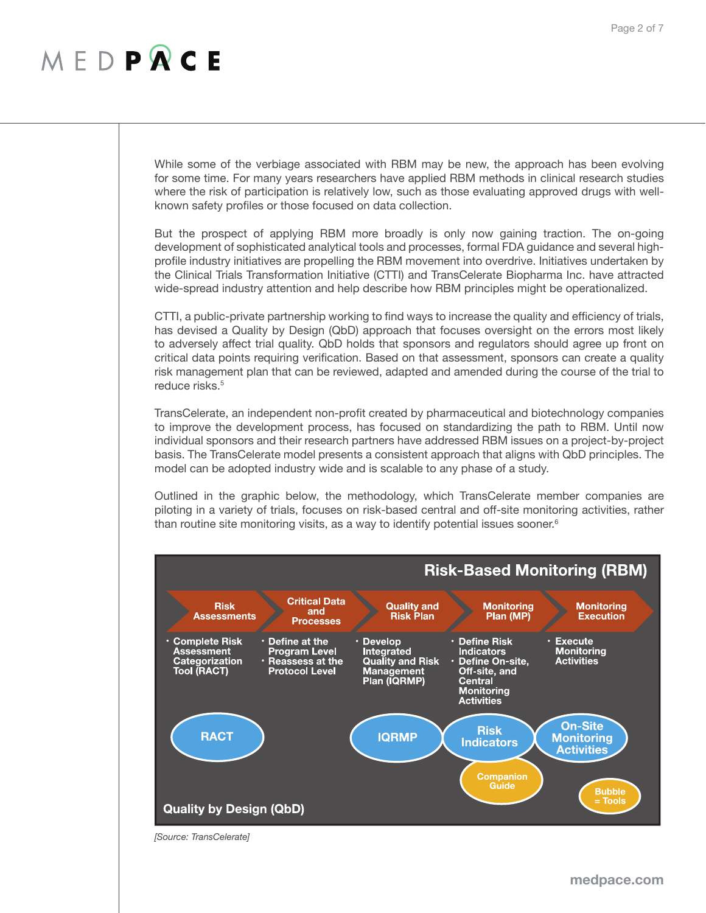While some of the verbiage associated with RBM may be new, the approach has been evolving for some time. For many years researchers have applied RBM methods in clinical research studies where the risk of participation is relatively low, such as those evaluating approved drugs with well-known safety profiles or those focused on data collection.

But the prospect of applying RBM more broadly is only now gaining traction. The on-going development of sophisticated analytical tools and processes, formal FDA guidance and several high-profile industry initiatives are propelling the RBM movement into overdrive. Initiatives undertaken by the Clinical Trials Transformation Initiative (CTTI) and TransCelerate Biopharma Inc. have attracted wide-spread industry attention and help describe how RBM principles might be operationalized.

CTTI, a public-private partnership working to find ways to increase the quality and efficiency of trials, has devised a Quality by Design (QbD) approach that focuses oversight on the errors most likely to adversely affect trial quality. QbD holds that sponsors and regulators should agree up front on critical data points requiring verification. Based on that assessment, sponsors can create a quality risk management plan that can be reviewed, adapted and amended during the course of the trial to reduce risks.[5]

TransCelerate, an independent non-profit created by pharmaceutical and biotechnology companies to improve the development process, has focused on standardizing the path to RBM. Until now individual sponsors and their research partners have addressed RBM issues on a project-by-project basis. The TransCelerate model presents a consistent approach that aligns with QbD principles. The model can be adopted industry wide and is scalable to any phase of a study.

Outlined in the graphic below, the methodology, which TransCelerate member companies are piloting in a variety of trials, focuses on risk-based central and off-site monitoring activities, rather than routine site monitoring visits, as a way to identify potential issues sooner.[6]

**Risk-Based Monitoring (RBM)**

| Risk Assessments | Critical Data and Processes | Quality and Risk Plan | Monitoring Plan (MP) | Monitoring Execution |
|---|---|---|---|---|
| • Complete Risk Assessment Categorization Tool (RACT) | • Define at the Program Level<br>• Reassess at the Protocol Level | • Develop Integrated Quality and Risk Management Plan (IQRMP) | • Define Risk Indicators<br>• Define On-site, Off-site, and Central Monitoring Activities | • Execute Monitoring Activities |
| RACT | | IQRMP | Risk Indicators<br>Companion Guide | On-Site Monitoring Activities |

Bubble = Tools

**Quality by Design (QbD)**

*[Source: TransCelerate]*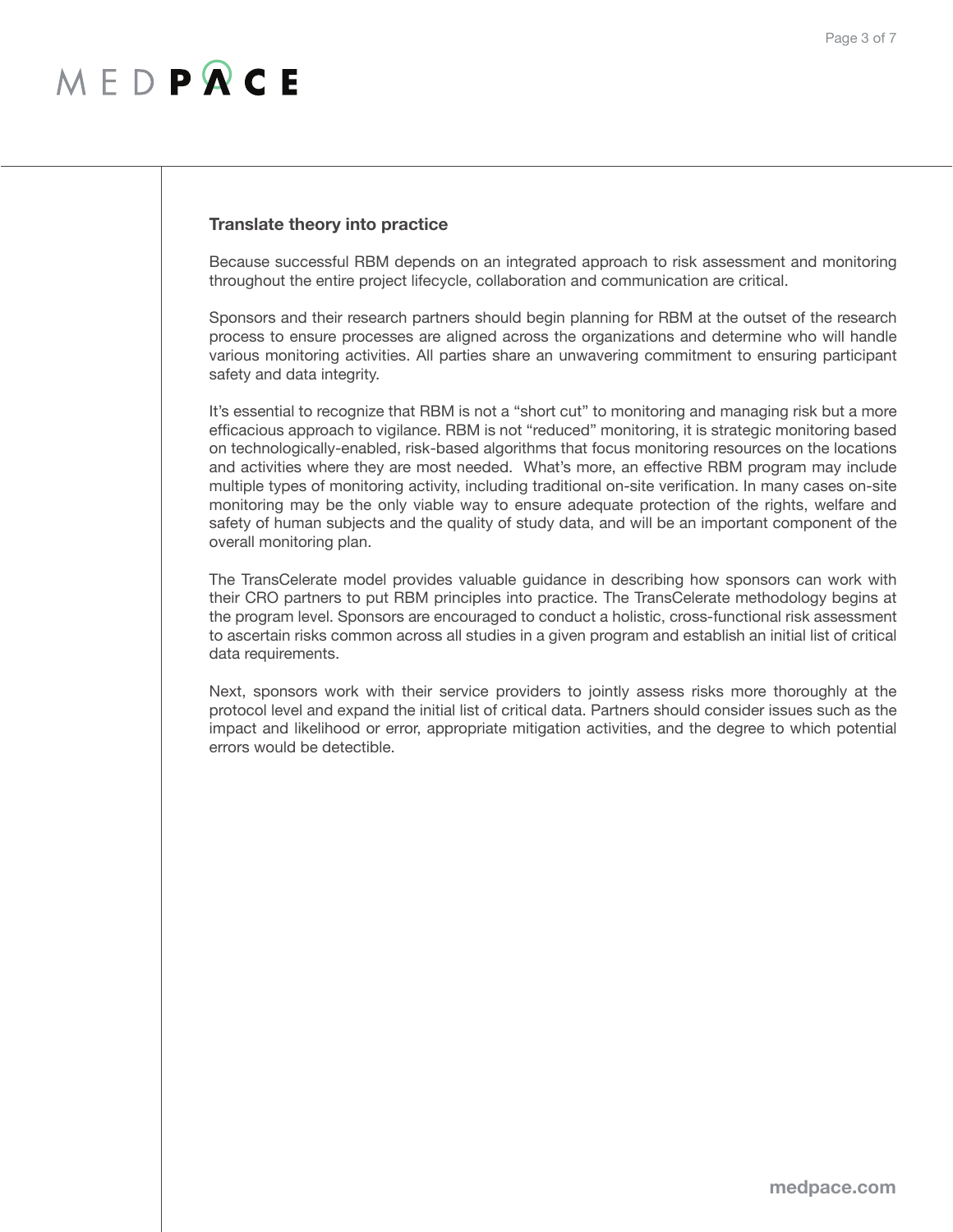## Translate theory into practice

Because successful RBM depends on an integrated approach to risk assessment and monitoring throughout the entire project lifecycle, collaboration and communication are critical.

Sponsors and their research partners should begin planning for RBM at the outset of the research process to ensure processes are aligned across the organizations and determine who will handle various monitoring activities. All parties share an unwavering commitment to ensuring participant safety and data integrity.

It's essential to recognize that RBM is not a "short cut" to monitoring and managing risk but a more efficacious approach to vigilance. RBM is not "reduced" monitoring, it is strategic monitoring based on technologically-enabled, risk-based algorithms that focus monitoring resources on the locations and activities where they are most needed. What's more, an effective RBM program may include multiple types of monitoring activity, including traditional on-site verification. In many cases on-site monitoring may be the only viable way to ensure adequate protection of the rights, welfare and safety of human subjects and the quality of study data, and will be an important component of the overall monitoring plan.

The TransCelerate model provides valuable guidance in describing how sponsors can work with their CRO partners to put RBM principles into practice. The TransCelerate methodology begins at the program level. Sponsors are encouraged to conduct a holistic, cross-functional risk assessment to ascertain risks common across all studies in a given program and establish an initial list of critical data requirements.

Next, sponsors work with their service providers to jointly assess risks more thoroughly at the protocol level and expand the initial list of critical data. Partners should consider issues such as the impact and likelihood or error, appropriate mitigation activities, and the degree to which potential errors would be detectible.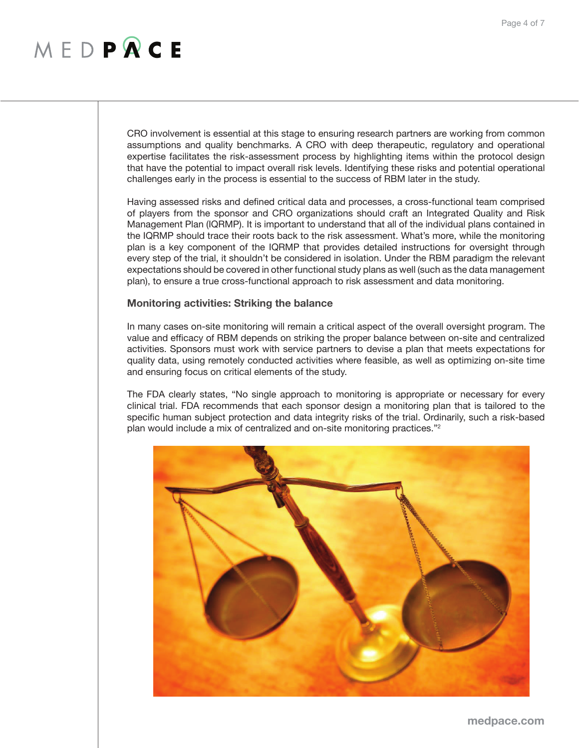CRO involvement is essential at this stage to ensuring research partners are working from common assumptions and quality benchmarks. A CRO with deep therapeutic, regulatory and operational expertise facilitates the risk-assessment process by highlighting items within the protocol design that have the potential to impact overall risk levels. Identifying these risks and potential operational challenges early in the process is essential to the success of RBM later in the study.

Having assessed risks and defined critical data and processes, a cross-functional team comprised of players from the sponsor and CRO organizations should craft an Integrated Quality and Risk Management Plan (IQRMP). It is important to understand that all of the individual plans contained in the IQRMP should trace their roots back to the risk assessment. What's more, while the monitoring plan is a key component of the IQRMP that provides detailed instructions for oversight through every step of the trial, it shouldn't be considered in isolation. Under the RBM paradigm the relevant expectations should be covered in other functional study plans as well (such as the data management plan), to ensure a true cross-functional approach to risk assessment and data monitoring.

### Monitoring activities: Striking the balance

In many cases on-site monitoring will remain a critical aspect of the overall oversight program. The value and efficacy of RBM depends on striking the proper balance between on-site and centralized activities. Sponsors must work with service partners to devise a plan that meets expectations for quality data, using remotely conducted activities where feasible, as well as optimizing on-site time and ensuring focus on critical elements of the study.

The FDA clearly states, "No single approach to monitoring is appropriate or necessary for every clinical trial. FDA recommends that each sponsor design a monitoring plan that is tailored to the specific human subject protection and data integrity risks of the trial. Ordinarily, such a risk-based plan would include a mix of centralized and on-site monitoring practices."[2]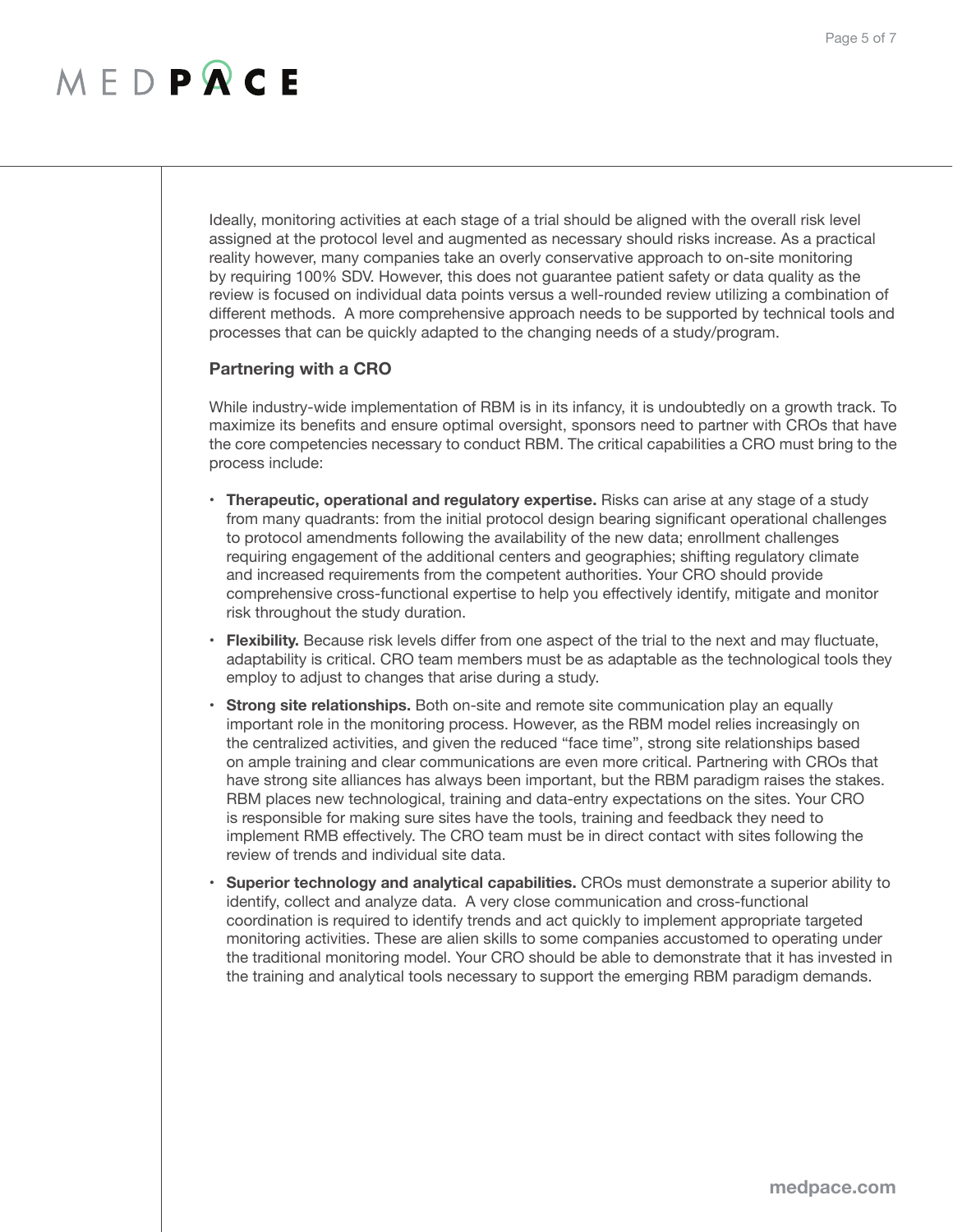Ideally, monitoring activities at each stage of a trial should be aligned with the overall risk level assigned at the protocol level and augmented as necessary should risks increase. As a practical reality however, many companies take an overly conservative approach to on-site monitoring by requiring 100% SDV. However, this does not guarantee patient safety or data quality as the review is focused on individual data points versus a well-rounded review utilizing a combination of different methods. A more comprehensive approach needs to be supported by technical tools and processes that can be quickly adapted to the changing needs of a study/program.

### Partnering with a CRO

While industry-wide implementation of RBM is in its infancy, it is undoubtedly on a growth track. To maximize its benefits and ensure optimal oversight, sponsors need to partner with CROs that have the core competencies necessary to conduct RBM. The critical capabilities a CRO must bring to the process include:

- **Therapeutic, operational and regulatory expertise.** Risks can arise at any stage of a study from many quadrants: from the initial protocol design bearing significant operational challenges to protocol amendments following the availability of the new data; enrollment challenges requiring engagement of the additional centers and geographies; shifting regulatory climate and increased requirements from the competent authorities. Your CRO should provide comprehensive cross-functional expertise to help you effectively identify, mitigate and monitor risk throughout the study duration.
- **Flexibility.** Because risk levels differ from one aspect of the trial to the next and may fluctuate, adaptability is critical. CRO team members must be as adaptable as the technological tools they employ to adjust to changes that arise during a study.
- **Strong site relationships.** Both on-site and remote site communication play an equally important role in the monitoring process. However, as the RBM model relies increasingly on the centralized activities, and given the reduced "face time", strong site relationships based on ample training and clear communications are even more critical. Partnering with CROs that have strong site alliances has always been important, but the RBM paradigm raises the stakes. RBM places new technological, training and data-entry expectations on the sites. Your CRO is responsible for making sure sites have the tools, training and feedback they need to implement RMB effectively. The CRO team must be in direct contact with sites following the review of trends and individual site data.
- **Superior technology and analytical capabilities.** CROs must demonstrate a superior ability to identify, collect and analyze data. A very close communication and cross-functional coordination is required to identify trends and act quickly to implement appropriate targeted monitoring activities. These are alien skills to some companies accustomed to operating under the traditional monitoring model. Your CRO should be able to demonstrate that it has invested in the training and analytical tools necessary to support the emerging RBM paradigm demands.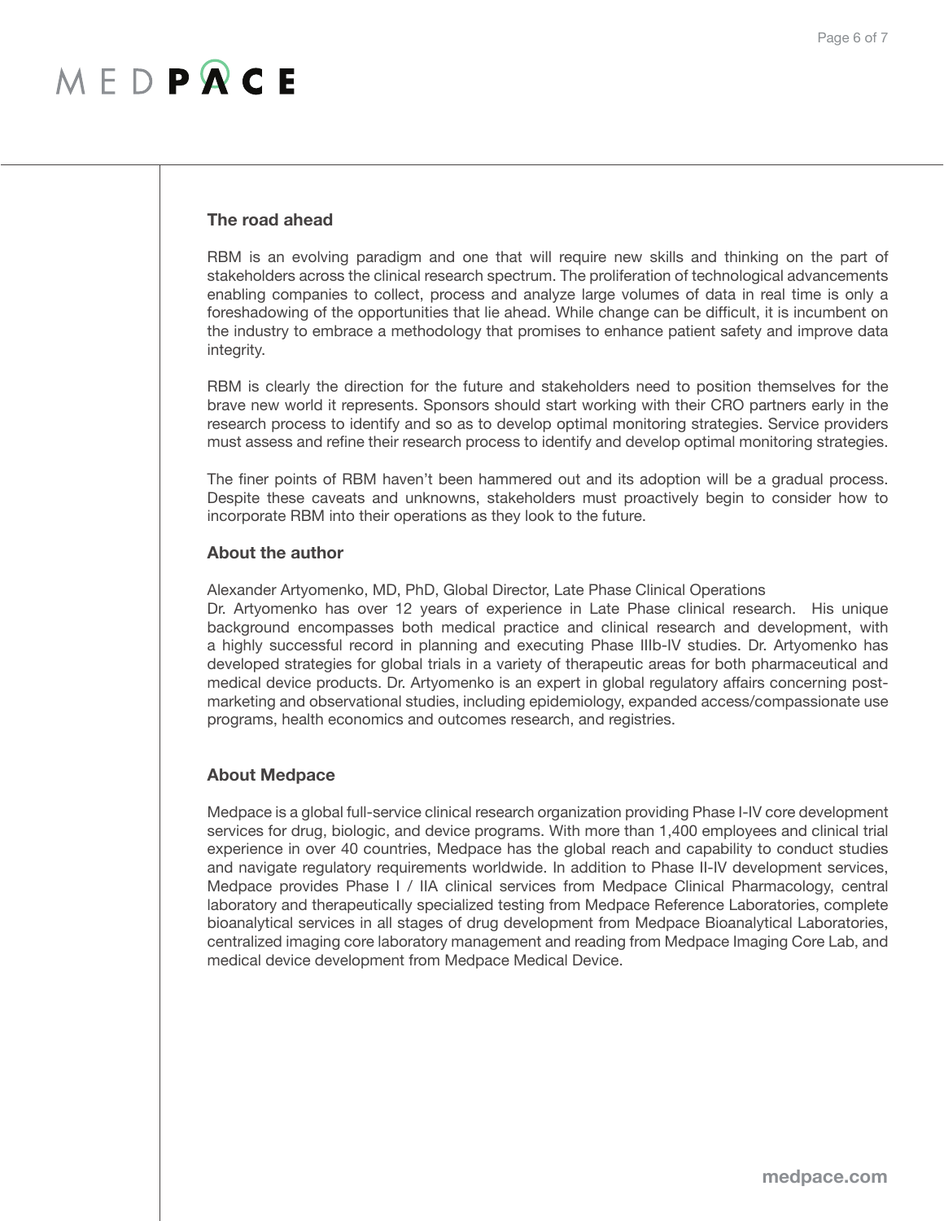## The road ahead

RBM is an evolving paradigm and one that will require new skills and thinking on the part of stakeholders across the clinical research spectrum. The proliferation of technological advancements enabling companies to collect, process and analyze large volumes of data in real time is only a foreshadowing of the opportunities that lie ahead. While change can be difficult, it is incumbent on the industry to embrace a methodology that promises to enhance patient safety and improve data integrity.

RBM is clearly the direction for the future and stakeholders need to position themselves for the brave new world it represents. Sponsors should start working with their CRO partners early in the research process to identify and so as to develop optimal monitoring strategies. Service providers must assess and refine their research process to identify and develop optimal monitoring strategies.

The finer points of RBM haven't been hammered out and its adoption will be a gradual process. Despite these caveats and unknowns, stakeholders must proactively begin to consider how to incorporate RBM into their operations as they look to the future.

## About the author

Alexander Artyomenko, MD, PhD, Global Director, Late Phase Clinical Operations
Dr. Artyomenko has over 12 years of experience in Late Phase clinical research. His unique background encompasses both medical practice and clinical research and development, with a highly successful record in planning and executing Phase IIIb-IV studies. Dr. Artyomenko has developed strategies for global trials in a variety of therapeutic areas for both pharmaceutical and medical device products. Dr. Artyomenko is an expert in global regulatory affairs concerning post-marketing and observational studies, including epidemiology, expanded access/compassionate use programs, health economics and outcomes research, and registries.

## About Medpace

Medpace is a global full-service clinical research organization providing Phase I-IV core development services for drug, biologic, and device programs. With more than 1,400 employees and clinical trial experience in over 40 countries, Medpace has the global reach and capability to conduct studies and navigate regulatory requirements worldwide. In addition to Phase II-IV development services, Medpace provides Phase I / IIA clinical services from Medpace Clinical Pharmacology, central laboratory and therapeutically specialized testing from Medpace Reference Laboratories, complete bioanalytical services in all stages of drug development from Medpace Bioanalytical Laboratories, centralized imaging core laboratory management and reading from Medpace Imaging Core Lab, and medical device development from Medpace Medical Device.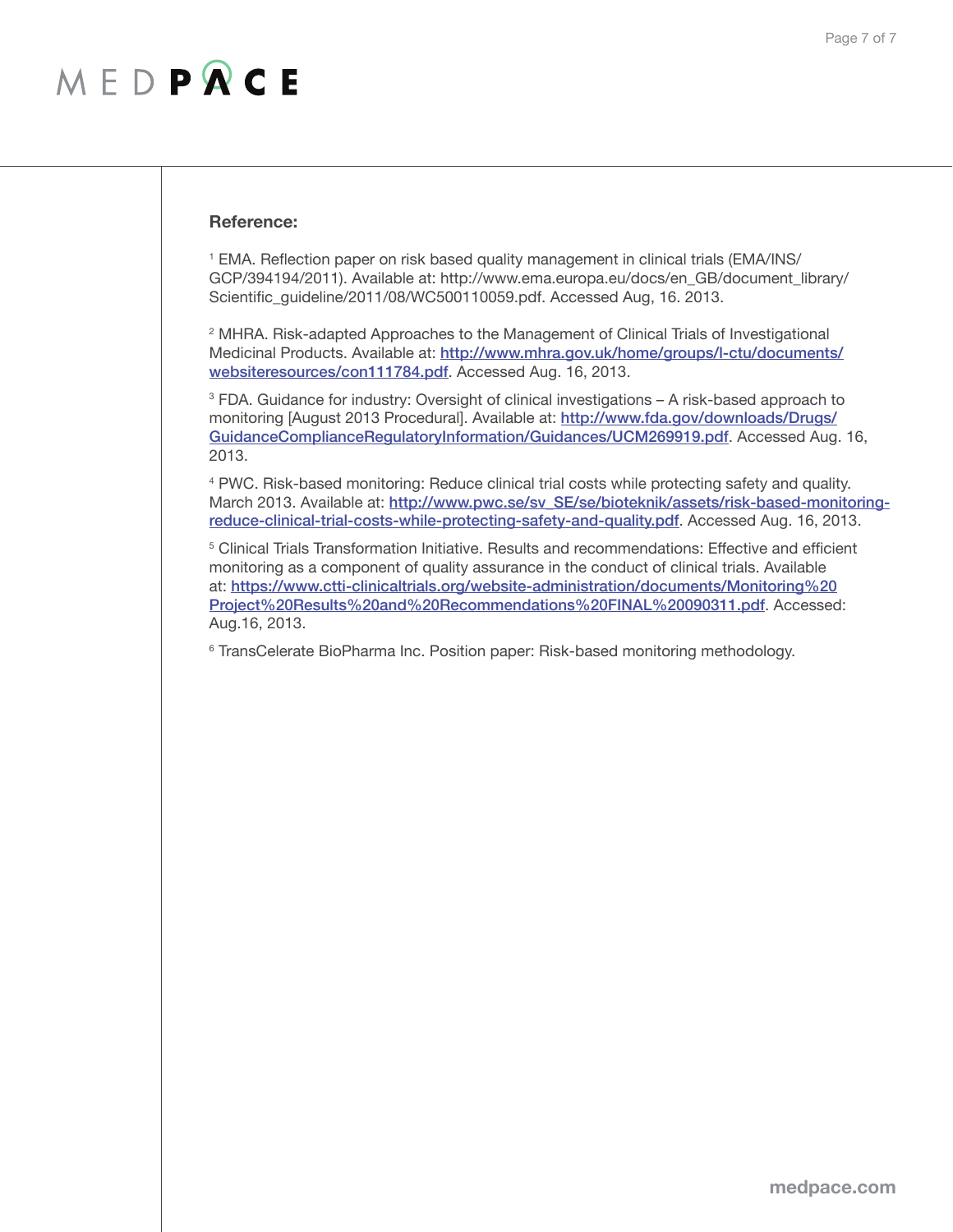**Reference:**

[1] EMA. Reflection paper on risk based quality management in clinical trials (EMA/INS/GCP/394194/2011). Available at: http://www.ema.europa.eu/docs/en_GB/document_library/Scientific_guideline/2011/08/WC500110059.pdf. Accessed Aug, 16. 2013.

[2] MHRA. Risk-adapted Approaches to the Management of Clinical Trials of Investigational Medicinal Products. Available at: http://www.mhra.gov.uk/home/groups/l-ctu/documents/websiteresources/con111784.pdf. Accessed Aug. 16, 2013.

[3] FDA. Guidance for industry: Oversight of clinical investigations – A risk-based approach to monitoring [August 2013 Procedural]. Available at: http://www.fda.gov/downloads/Drugs/GuidanceComplianceRegulatoryInformation/Guidances/UCM269919.pdf. Accessed Aug. 16, 2013.

[4] PWC. Risk-based monitoring: Reduce clinical trial costs while protecting safety and quality. March 2013. Available at: http://www.pwc.se/sv_SE/se/bioteknik/assets/risk-based-monitoring-reduce-clinical-trial-costs-while-protecting-safety-and-quality.pdf. Accessed Aug. 16, 2013.

[5] Clinical Trials Transformation Initiative. Results and recommendations: Effective and efficient monitoring as a component of quality assurance in the conduct of clinical trials. Available at: https://www.ctti-clinicaltrials.org/website-administration/documents/Monitoring%20Project%20Results%20and%20Recommendations%20FINAL%20090311.pdf. Accessed: Aug.16, 2013.

[6] TransCelerate BioPharma Inc. Position paper: Risk-based monitoring methodology.